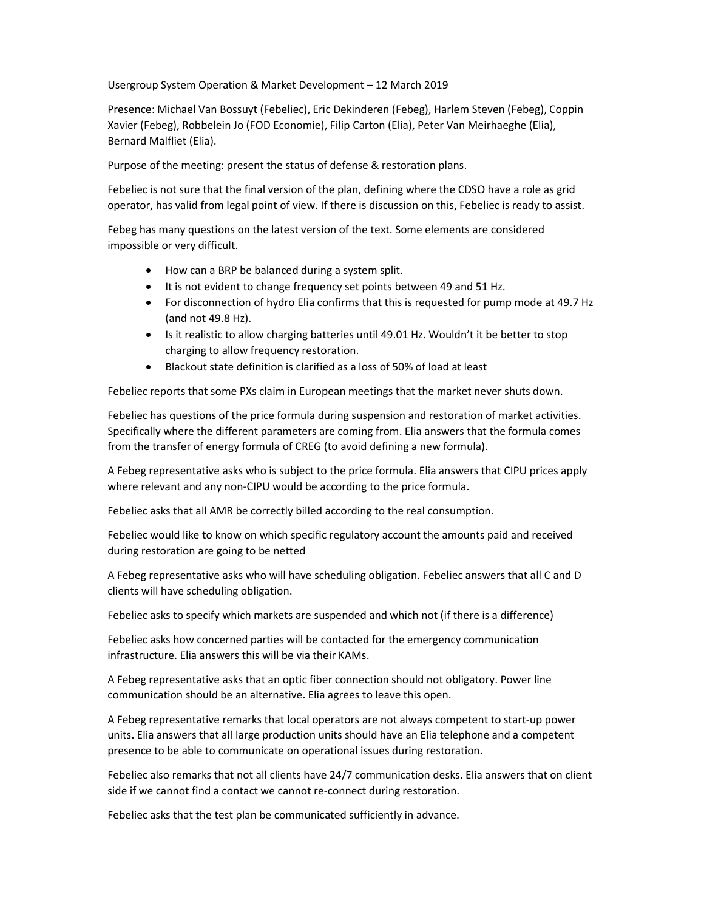Usergroup System Operation & Market Development – 12 March 2019

Presence: Michael Van Bossuyt (Febeliec), Eric Dekinderen (Febeg), Harlem Steven (Febeg), Coppin Xavier (Febeg), Robbelein Jo (FOD Economie), Filip Carton (Elia), Peter Van Meirhaeghe (Elia), Bernard Malfliet (Elia).

Purpose of the meeting: present the status of defense & restoration plans.

Febeliec is not sure that the final version of the plan, defining where the CDSO have a role as grid operator, has valid from legal point of view. If there is discussion on this, Febeliec is ready to assist.

Febeg has many questions on the latest version of the text. Some elements are considered impossible or very difficult.

- How can a BRP be balanced during a system split.
- It is not evident to change frequency set points between 49 and 51 Hz.
- For disconnection of hydro Elia confirms that this is requested for pump mode at 49.7 Hz (and not 49.8 Hz).
- Is it realistic to allow charging batteries until 49.01 Hz. Wouldn't it be better to stop charging to allow frequency restoration.
- Blackout state definition is clarified as a loss of 50% of load at least

Febeliec reports that some PXs claim in European meetings that the market never shuts down.

Febeliec has questions of the price formula during suspension and restoration of market activities. Specifically where the different parameters are coming from. Elia answers that the formula comes from the transfer of energy formula of CREG (to avoid defining a new formula).

A Febeg representative asks who is subject to the price formula. Elia answers that CIPU prices apply where relevant and any non-CIPU would be according to the price formula.

Febeliec asks that all AMR be correctly billed according to the real consumption.

Febeliec would like to know on which specific regulatory account the amounts paid and received during restoration are going to be netted

A Febeg representative asks who will have scheduling obligation. Febeliec answers that all C and D clients will have scheduling obligation.

Febeliec asks to specify which markets are suspended and which not (if there is a difference)

Febeliec asks how concerned parties will be contacted for the emergency communication infrastructure. Elia answers this will be via their KAMs.

A Febeg representative asks that an optic fiber connection should not obligatory. Power line communication should be an alternative. Elia agrees to leave this open.

A Febeg representative remarks that local operators are not always competent to start-up power units. Elia answers that all large production units should have an Elia telephone and a competent presence to be able to communicate on operational issues during restoration.

Febeliec also remarks that not all clients have 24/7 communication desks. Elia answers that on client side if we cannot find a contact we cannot re-connect during restoration.

Febeliec asks that the test plan be communicated sufficiently in advance.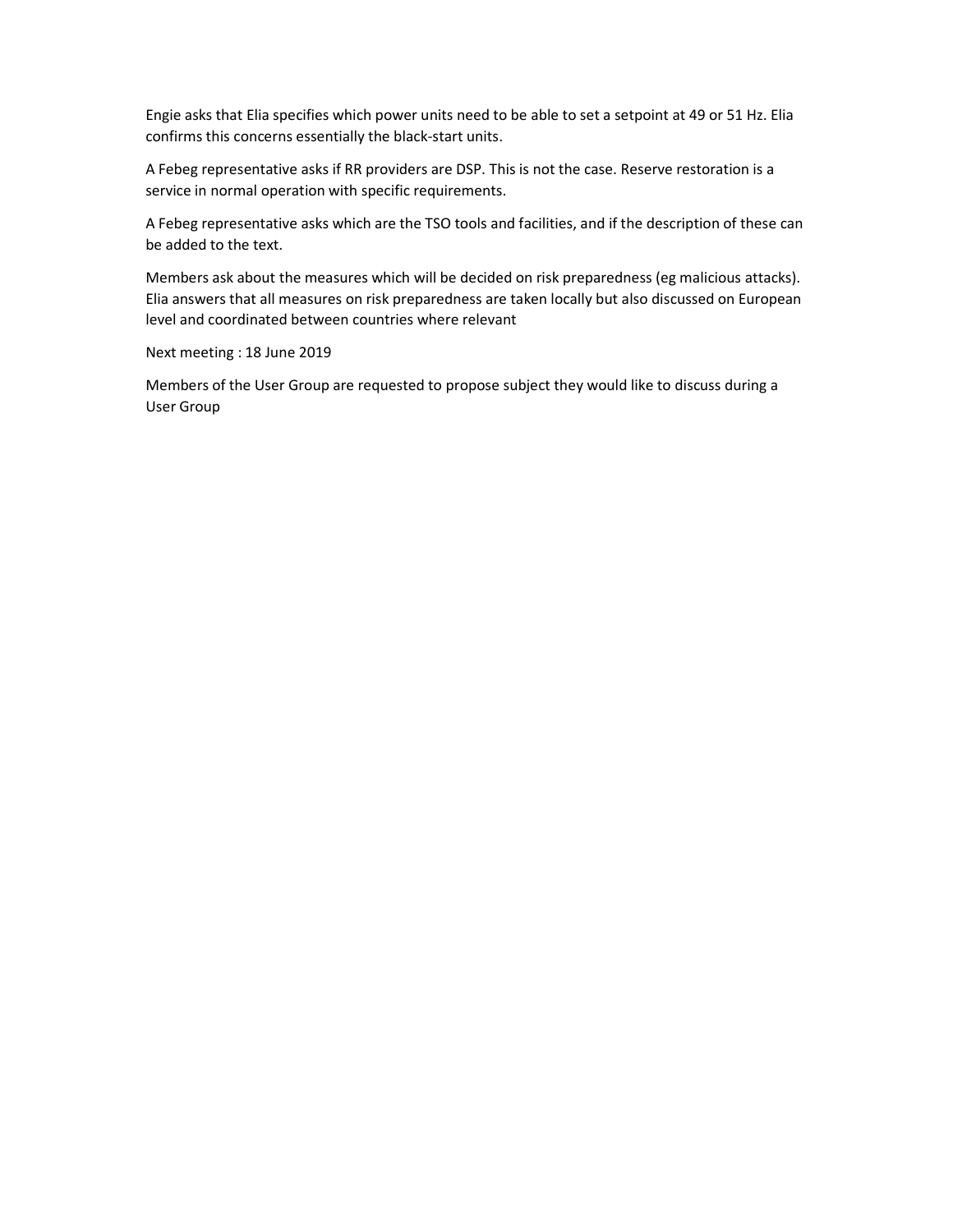Engie asks that Elia specifies which power units need to be able to set a setpoint at 49 or 51 Hz. Elia confirms this concerns essentially the black-start units.

A Febeg representative asks if RR providers are DSP. This is not the case. Reserve restoration is a service in normal operation with specific requirements.

A Febeg representative asks which are the TSO tools and facilities, and if the description of these can be added to the text.

Members ask about the measures which will be decided on risk preparedness (eg malicious attacks). Elia answers that all measures on risk preparedness are taken locally but also discussed on European level and coordinated between countries where relevant

Next meeting : 18 June 2019

Members of the User Group are requested to propose subject they would like to discuss during a User Group